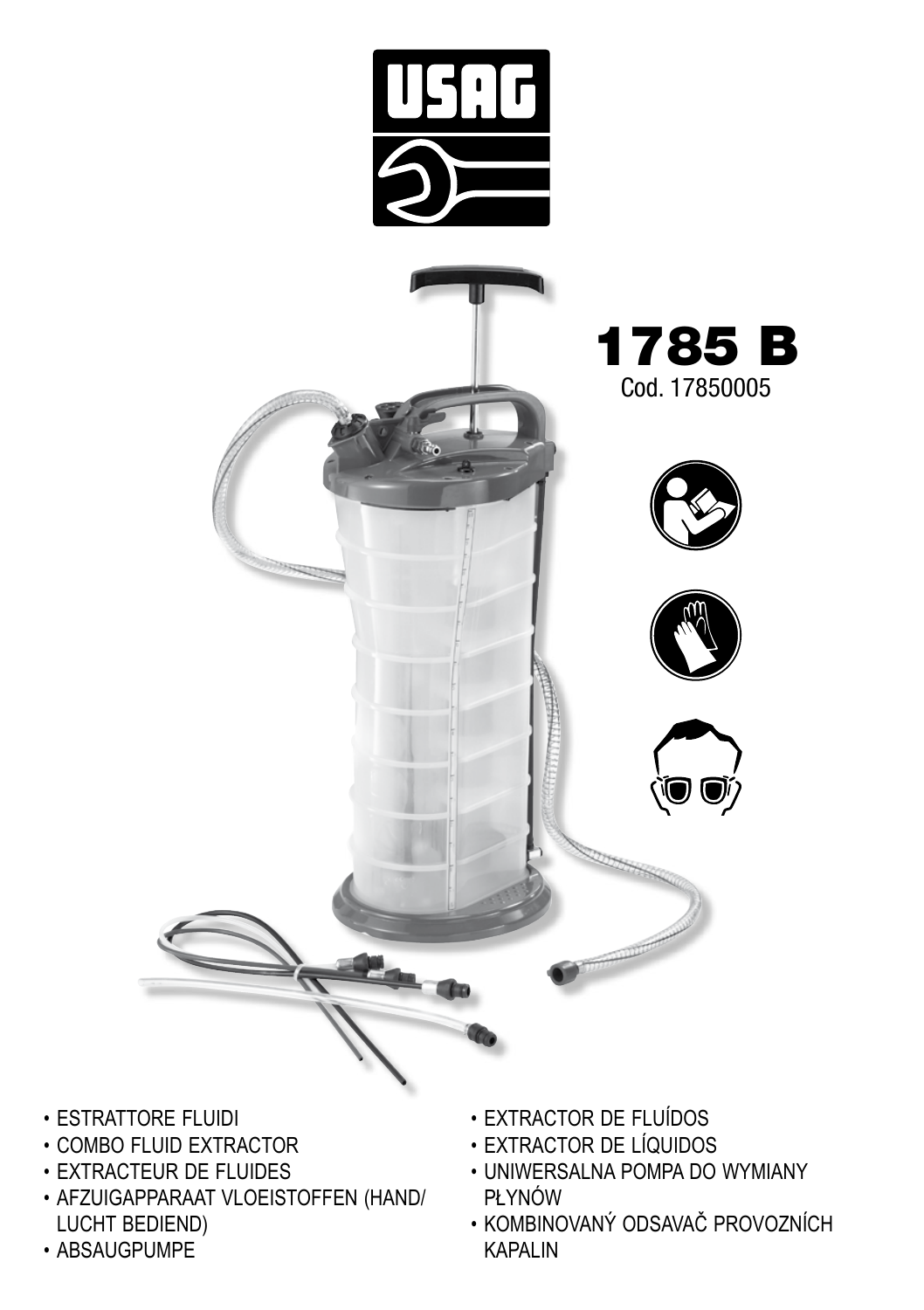USAG

# 1785 B

Cod. 17850005

- ESTRATTORE FLUIDI
- COMBO FLUID EXTRACTOR
- EXTRACTEUR DE FLUIDES
- AFZUIGAPPARAAT VLOEISTOFFEN (HAND/ LUCHT BEDIEND)
- ABSAUGPUMPE
- EXTRACTOR DE FLUÍDOS
- EXTRACTOR DE LÍQUIDOS
- UNIWERSALNA POMPA DO WYMIANY PŁYNÓW
- KOMBINOVANÝ ODSAVAČ PROVOZNÍCH KAPALIN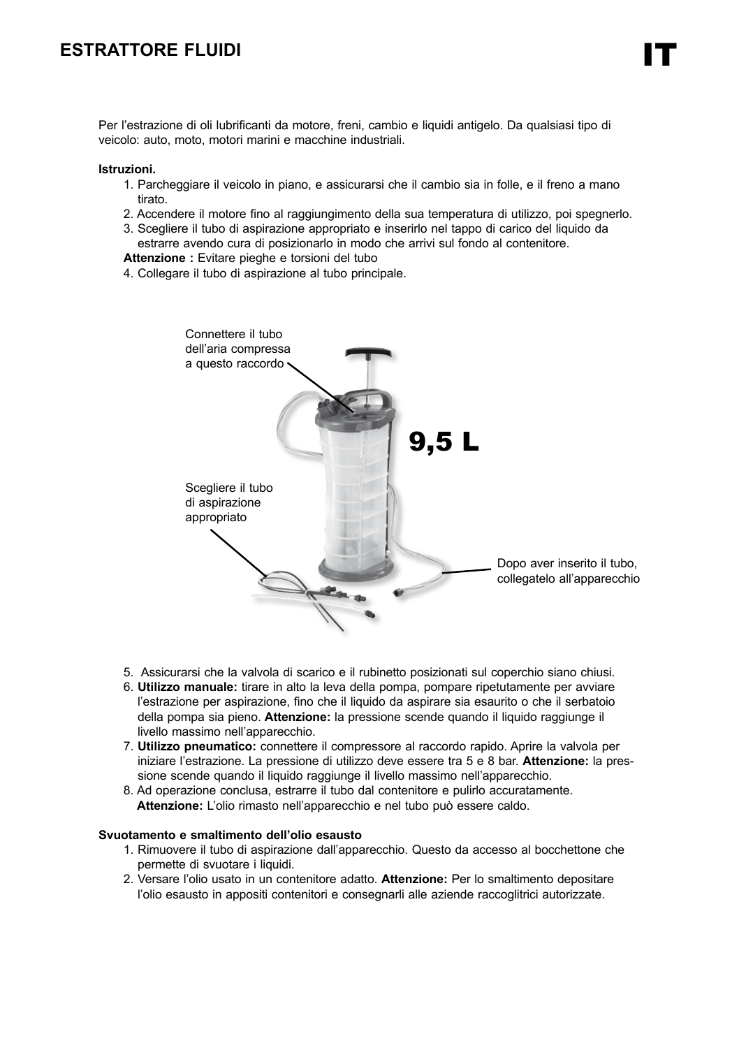# ESTRATTORE FLUIDI

Per l'estrazione di oli lubrificanti da motore, freni, cambio e liquidi antigelo. Da qualsiasi tipo di veicolo: auto, moto, motori marini e macchine industriali.

**Istruzioni.**

1. Parcheggiare il veicolo in piano, e assicurarsi che il cambio sia in folle, e il freno a mano tirato.
2. Accendere il motore fino al raggiungimento della sua temperatura di utilizzo, poi spegnerlo.
3. Scegliere il tubo di aspirazione appropriato e inserirlo nel tappo di carico del liquido da estrarre avendo cura di posizionarlo in modo che arrivi sul fondo al contenitore.

**Attenzione :** Evitare pieghe e torsioni del tubo

4. Collegare il tubo di aspirazione al tubo principale.

Connettere il tubo dell'aria compressa a questo raccordo

**9,5 L**

Scegliere il tubo di aspirazione appropriato

Dopo aver inserito il tubo, collegatelo all'apparecchio

5. Assicurarsi che la valvola di scarico e il rubinetto posizionati sul coperchio siano chiusi.
6. **Utilizzo manuale:** tirare in alto la leva della pompa, pompare ripetutamente per avviare l'estrazione per aspirazione, fino che il liquido da aspirare sia esaurito o che il serbatoio della pompa sia pieno. **Attenzione:** la pressione scende quando il liquido raggiunge il livello massimo nell'apparecchio.
7. **Utilizzo pneumatico:** connettere il compressore al raccordo rapido. Aprire la valvola per iniziare l'estrazione. La pressione di utilizzo deve essere tra 5 e 8 bar. **Attenzione:** la pressione scende quando il liquido raggiunge il livello massimo nell'apparecchio.
8. Ad operazione conclusa, estrarre il tubo dal contenitore e pulirlo accuratamente. **Attenzione:** L'olio rimasto nell'apparecchio e nel tubo può essere caldo.

**Svuotamento e smaltimento dell'olio esausto**

1. Rimuovere il tubo di aspirazione dall'apparecchio. Questo da accesso al bocchettone che permette di svuotare i liquidi.
2. Versare l'olio usato in un contenitore adatto. **Attenzione:** Per lo smaltimento depositare l'olio esausto in appositi contenitori e consegnarli alle aziende raccoglitrici autorizzate.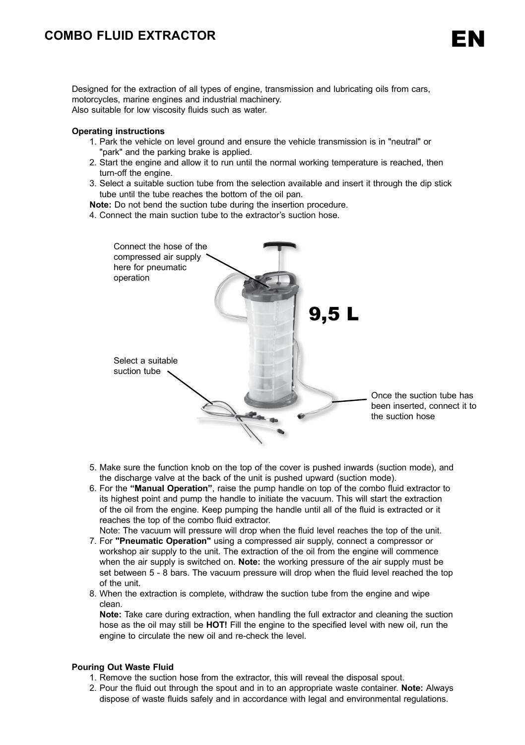# COMBO FLUID EXTRACTOR

Designed for the extraction of all types of engine, transmission and lubricating oils from cars, motorcycles, marine engines and industrial machinery.
Also suitable for low viscosity fluids such as water.

**Operating instructions**

1. Park the vehicle on level ground and ensure the vehicle transmission is in "neutral" or "park" and the parking brake is applied.
2. Start the engine and allow it to run until the normal working temperature is reached, then turn-off the engine.
3. Select a suitable suction tube from the selection available and insert it through the dip stick tube until the tube reaches the bottom of the oil pan.

**Note:** Do not bend the suction tube during the insertion procedure.

4. Connect the main suction tube to the extractor's suction hose.

Connect the hose of the compressed air supply here for pneumatic operation

9,5 L

Select a suitable suction tube

Once the suction tube has been inserted, connect it to the suction hose

5. Make sure the function knob on the top of the cover is pushed inwards (suction mode), and the discharge valve at the back of the unit is pushed upward (suction mode).
6. For the **"Manual Operation"**, raise the pump handle on top of the combo fluid extractor to its highest point and pump the handle to initiate the vacuum. This will start the extraction of the oil from the engine. Keep pumping the handle until all of the fluid is extracted or it reaches the top of the combo fluid extractor.
   Note: The vacuum will pressure will drop when the fluid level reaches the top of the unit.
7. For **"Pneumatic Operation"** using a compressed air supply, connect a compressor or workshop air supply to the unit. The extraction of the oil from the engine will commence when the air supply is switched on. **Note:** the working pressure of the air supply must be set between 5 - 8 bars. The vacuum pressure will drop when the fluid level reached the top of the unit.
8. When the extraction is complete, withdraw the suction tube from the engine and wipe clean.
   **Note:** Take care during extraction, when handling the full extractor and cleaning the suction hose as the oil may still be **HOT!** Fill the engine to the specified level with new oil, run the engine to circulate the new oil and re-check the level.

**Pouring Out Waste Fluid**

1. Remove the suction hose from the extractor, this will reveal the disposal spout.
2. Pour the fluid out through the spout and in to an appropriate waste container. **Note:** Always dispose of waste fluids safely and in accordance with legal and environmental regulations.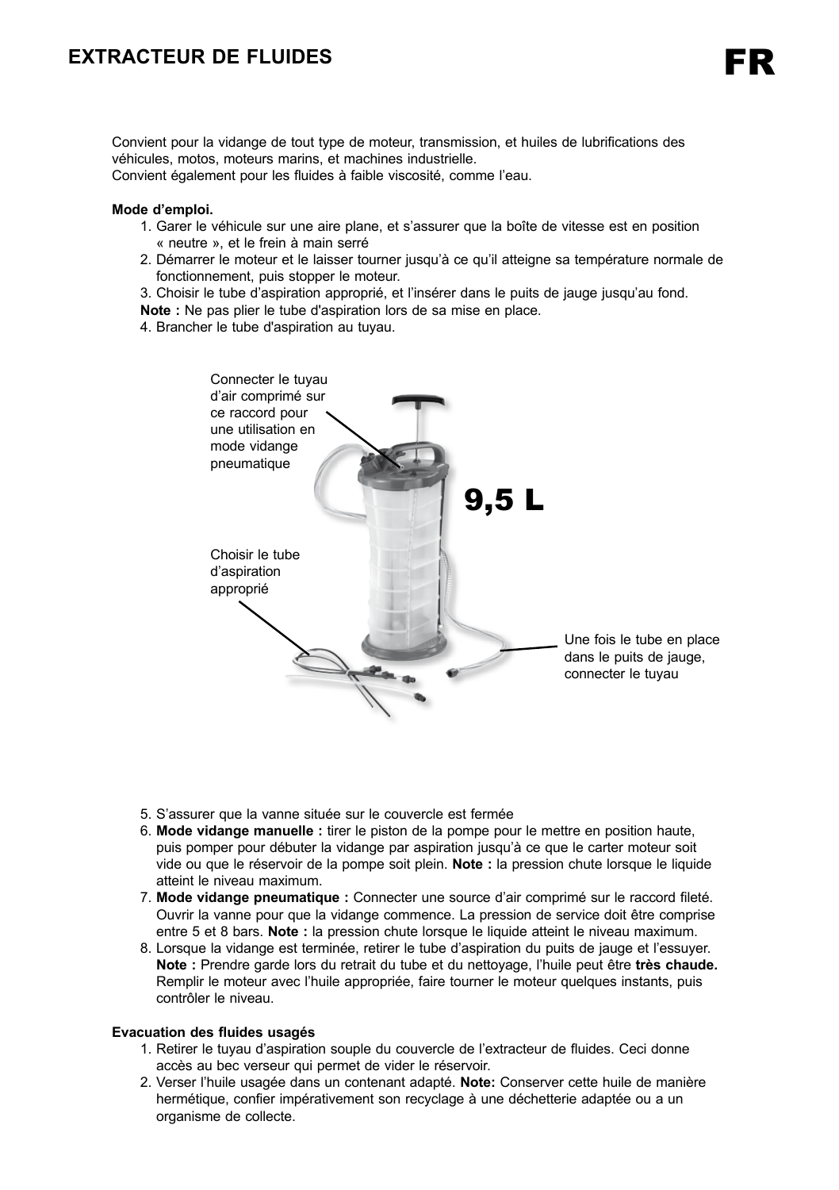# EXTRACTEUR DE FLUIDES

Convient pour la vidange de tout type de moteur, transmission, et huiles de lubrifications des véhicules, motos, moteurs marins, et machines industrielle.
Convient également pour les fluides à faible viscosité, comme l'eau.

**Mode d'emploi.**

1. Garer le véhicule sur une aire plane, et s'assurer que la boîte de vitesse est en position « neutre », et le frein à main serré
2. Démarrer le moteur et le laisser tourner jusqu'à ce qu'il atteigne sa température normale de fonctionnement, puis stopper le moteur.
3. Choisir le tube d'aspiration approprié, et l'insérer dans le puits de jauge jusqu'au fond.

**Note :** Ne pas plier le tube d'aspiration lors de sa mise en place.

4. Brancher le tube d'aspiration au tuyau.

Connecter le tuyau d'air comprimé sur ce raccord pour une utilisation en mode vidange pneumatique

9,5 L

Choisir le tube d'aspiration approprié

Une fois le tube en place dans le puits de jauge, connecter le tuyau

5. S'assurer que la vanne située sur le couvercle est fermée
6. **Mode vidange manuelle :** tirer le piston de la pompe pour le mettre en position haute, puis pomper pour débuter la vidange par aspiration jusqu'à ce que le carter moteur soit vide ou que le réservoir de la pompe soit plein. **Note :** la pression chute lorsque le liquide atteint le niveau maximum.
7. **Mode vidange pneumatique :** Connecter une source d'air comprimé sur le raccord fileté. Ouvrir la vanne pour que la vidange commence. La pression de service doit être comprise entre 5 et 8 bars. **Note :** la pression chute lorsque le liquide atteint le niveau maximum.
8. Lorsque la vidange est terminée, retirer le tube d'aspiration du puits de jauge et l'essuyer. **Note :** Prendre garde lors du retrait du tube et du nettoyage, l'huile peut être **très chaude.** Remplir le moteur avec l'huile appropriée, faire tourner le moteur quelques instants, puis contrôler le niveau.

**Evacuation des fluides usagés**

1. Retirer le tuyau d'aspiration souple du couvercle de l'extracteur de fluides. Ceci donne accès au bec verseur qui permet de vider le réservoir.
2. Verser l'huile usagée dans un contenant adapté. **Note:** Conserver cette huile de manière hermétique, confier impérativement son recyclage à une déchetterie adaptée ou a un organisme de collecte.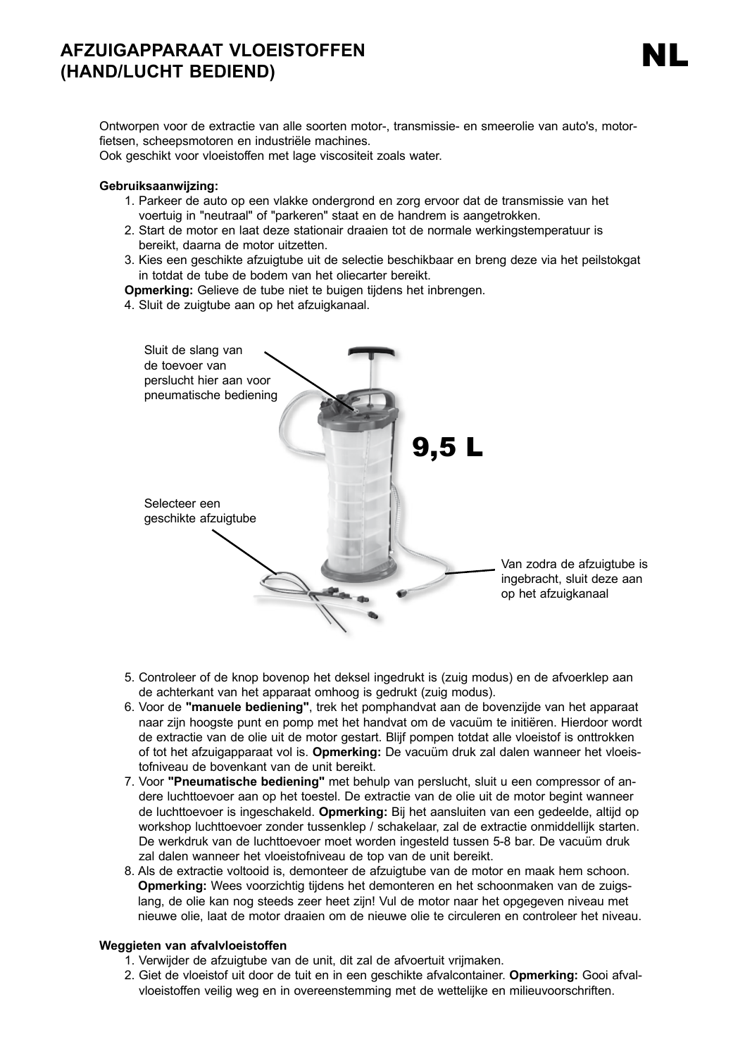# AFZUIGAPPARAAT VLOEISTOFFEN (HAND/LUCHT BEDIEND)

NL

Ontworpen voor de extractie van alle soorten motor-, transmissie- en smeerolie van auto's, motorfietsen, scheepsmotoren en industriële machines.
Ook geschikt voor vloeistoffen met lage viscositeit zoals water.

**Gebruiksaanwijzing:**

1. Parkeer de auto op een vlakke ondergrond en zorg ervoor dat de transmissie van het voertuig in "neutraal" of "parkeren" staat en de handrem is aangetrokken.
2. Start de motor en laat deze stationair draaien tot de normale werkingstemperatuur is bereikt, daarna de motor uitzetten.
3. Kies een geschikte afzuigtube uit de selectie beschikbaar en breng deze via het peilstokgat in totdat de tube de bodem van het oliecarter bereikt.

**Opmerking:** Gelieve de tube niet te buigen tijdens het inbrengen.

4. Sluit de zuigtube aan op het afzuigkanaal.

Sluit de slang van de toevoer van perslucht hier aan voor pneumatische bediening

9,5 L

Selecteer een geschikte afzuigtube

Van zodra de afzuigtube is ingebracht, sluit deze aan op het afzuigkanaal

5. Controleer of de knop bovenop het deksel ingedrukt is (zuig modus) en de afvoerklep aan de achterkant van het apparaat omhoog is gedrukt (zuig modus).
6. Voor de **"manuele bediening"**, trek het pomphandvat aan de bovenzijde van het apparaat naar zijn hoogste punt en pomp met het handvat om de vacuüm te initiëren. Hierdoor wordt de extractie van de olie uit de motor gestart. Blijf pompen totdat alle vloeistof is onttrokken of tot het afzuigapparaat vol is. **Opmerking:** De vacuüm druk zal dalen wanneer het vloeistofniveau de bovenkant van de unit bereikt.
7. Voor **"Pneumatische bediening"** met behulp van perslucht, sluit u een compressor of andere luchttoevoer aan op het toestel. De extractie van de olie uit de motor begint wanneer de luchttoevoer is ingeschakeld. **Opmerking:** Bij het aansluiten van een gedeelde, altijd op workshop luchttoevoer zonder tussenklep / schakelaar, zal de extractie onmiddellijk starten. De werkdruk van de luchttoevoer moet worden ingesteld tussen 5-8 bar. De vacuüm druk zal dalen wanneer het vloeistofniveau de top van de unit bereikt.
8. Als de extractie voltooid is, demonteer de afzuigtube van de motor en maak hem schoon. **Opmerking:** Wees voorzichtig tijdens het demonteren en het schoonmaken van de zuigslang, de olie kan nog steeds zeer heet zijn! Vul de motor naar het opgegeven niveau met nieuwe olie, laat de motor draaien om de nieuwe olie te circuleren en controleer het niveau.

**Weggieten van afvalvloeistoffen**

1. Verwijder de afzuigtube van de unit, dit zal de afvoertuit vrijmaken.
2. Giet de vloeistof uit door de tuit en in een geschikte afvalcontainer. **Opmerking:** Gooi afvalvloeistoffen veilig weg en in overeenstemming met de wettelijke en milieuvoorschriften.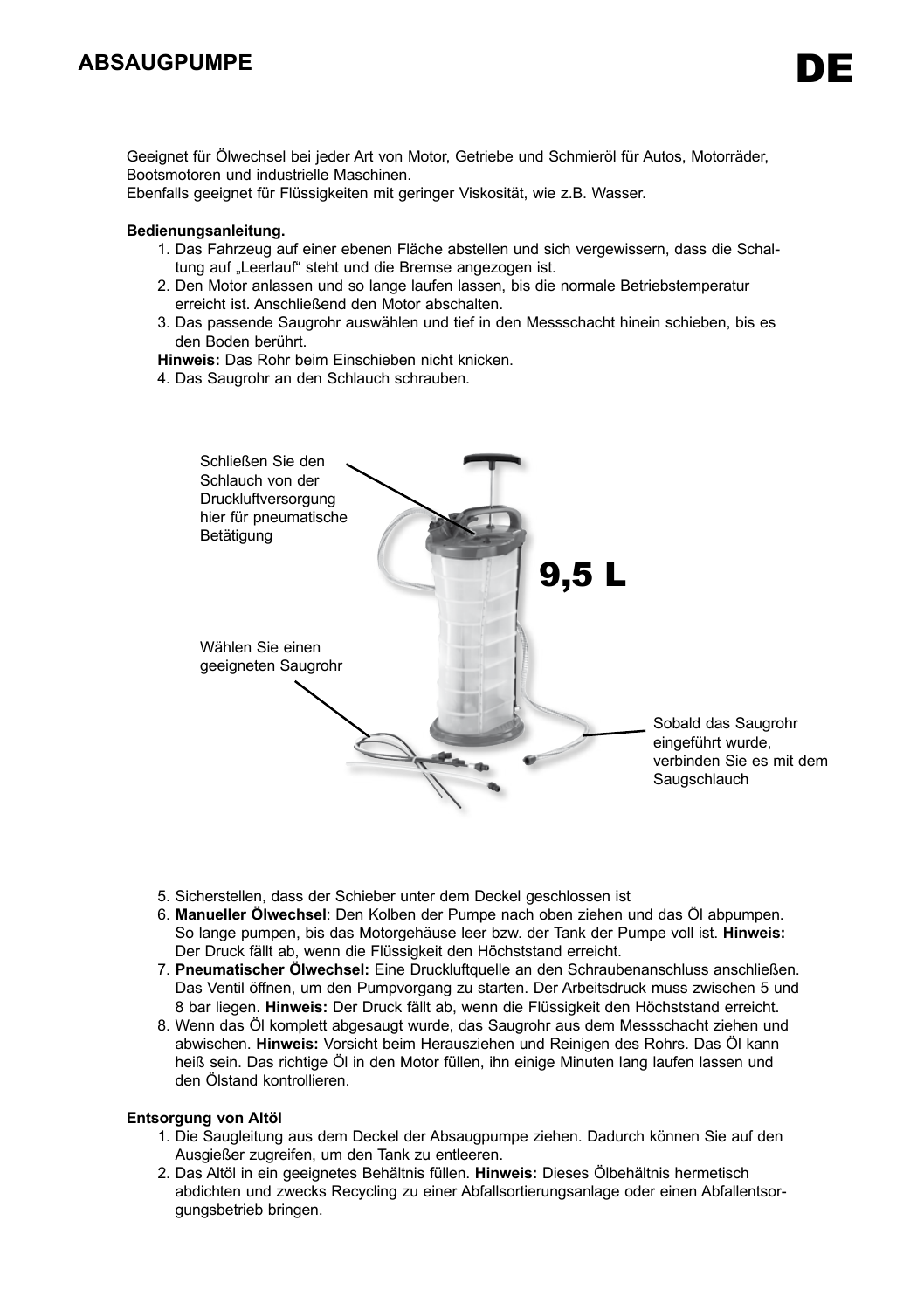# ABSAUGPUMPE

DE

Geeignet für Ölwechsel bei jeder Art von Motor, Getriebe und Schmieröl für Autos, Motorräder, Bootsmotoren und industrielle Maschinen.
Ebenfalls geeignet für Flüssigkeiten mit geringer Viskosität, wie z.B. Wasser.

**Bedienungsanleitung.**

1. Das Fahrzeug auf einer ebenen Fläche abstellen und sich vergewissern, dass die Schaltung auf „Leerlauf" steht und die Bremse angezogen ist.
2. Den Motor anlassen und so lange laufen lassen, bis die normale Betriebstemperatur erreicht ist. Anschließend den Motor abschalten.
3. Das passende Saugrohr auswählen und tief in den Messschacht hinein schieben, bis es den Boden berührt.

**Hinweis:** Das Rohr beim Einschieben nicht knicken.

4. Das Saugrohr an den Schlauch schrauben.

Schließen Sie den Schlauch von der Druckluftversorgung hier für pneumatische Betätigung

9,5 L

Wählen Sie einen geeigneten Saugrohr

Sobald das Saugrohr eingeführt wurde, verbinden Sie es mit dem Saugschlauch

5. Sicherstellen, dass der Schieber unter dem Deckel geschlossen ist
6. **Manueller Ölwechsel**: Den Kolben der Pumpe nach oben ziehen und das Öl abpumpen. So lange pumpen, bis das Motorgehäuse leer bzw. der Tank der Pumpe voll ist. **Hinweis:** Der Druck fällt ab, wenn die Flüssigkeit den Höchststand erreicht.
7. **Pneumatischer Ölwechsel:** Eine Druckluftquelle an den Schraubenanschluss anschließen. Das Ventil öffnen, um den Pumpvorgang zu starten. Der Arbeitsdruck muss zwischen 5 und 8 bar liegen. **Hinweis:** Der Druck fällt ab, wenn die Flüssigkeit den Höchststand erreicht.
8. Wenn das Öl komplett abgesaugt wurde, das Saugrohr aus dem Messschacht ziehen und abwischen. **Hinweis:** Vorsicht beim Herausziehen und Reinigen des Rohrs. Das Öl kann heiß sein. Das richtige Öl in den Motor füllen, ihn einige Minuten lang laufen lassen und den Ölstand kontrollieren.

**Entsorgung von Altöl**

1. Die Saugleitung aus dem Deckel der Absaugpumpe ziehen. Dadurch können Sie auf den Ausgießer zugreifen, um den Tank zu entleeren.
2. Das Altöl in ein geeignetes Behältnis füllen. **Hinweis:** Dieses Ölbehältnis hermetisch abdichten und zwecks Recycling zu einer Abfallsortierungsanlage oder einen Abfallentsorgungsbetrieb bringen.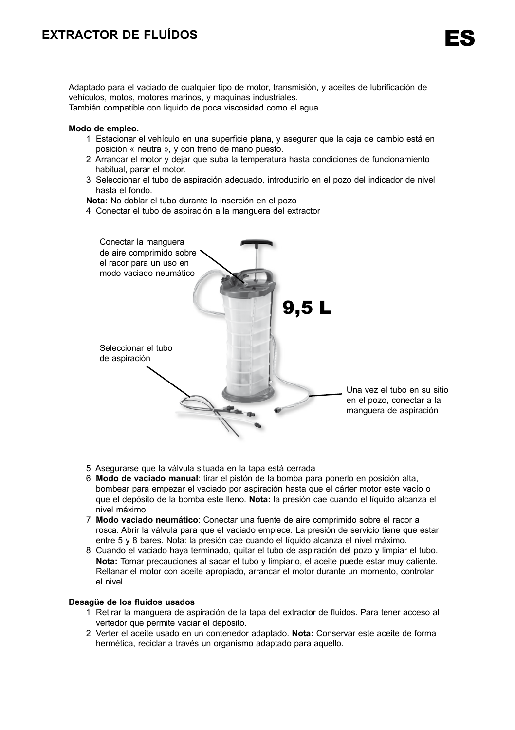## EXTRACTOR DE FLUÍDOS

**ES**

Adaptado para el vaciado de cualquier tipo de motor, transmisión, y aceites de lubrificación de vehículos, motos, motores marinos, y maquinas industriales.
También compatible con liquido de poca viscosidad como el agua.

**Modo de empleo.**

1. Estacionar el vehículo en una superficie plana, y asegurar que la caja de cambio está en posición « neutra », y con freno de mano puesto.
2. Arrancar el motor y dejar que suba la temperatura hasta condiciones de funcionamiento habitual, parar el motor.
3. Seleccionar el tubo de aspiración adecuado, introducirlo en el pozo del indicador de nivel hasta el fondo.

**Nota:** No doblar el tubo durante la inserción en el pozo

4. Conectar el tubo de aspiración a la manguera del extractor

Conectar la manguera de aire comprimido sobre el racor para un uso en modo vaciado neumático

9,5 L

Seleccionar el tubo de aspiración

Una vez el tubo en su sitio en el pozo, conectar a la manguera de aspiración

5. Asegurarse que la válvula situada en la tapa está cerrada
6. **Modo de vaciado manual**: tirar el pistón de la bomba para ponerlo en posición alta, bombear para empezar el vaciado por aspiración hasta que el cárter motor este vacío o que el depósito de la bomba este lleno. **Nota:** la presión cae cuando el líquido alcanza el nivel máximo.
7. **Modo vaciado neumático**: Conectar una fuente de aire comprimido sobre el racor a rosca. Abrir la válvula para que el vaciado empiece. La presión de servicio tiene que estar entre 5 y 8 bares. Nota: la presión cae cuando el líquido alcanza el nivel máximo.
8. Cuando el vaciado haya terminado, quitar el tubo de aspiración del pozo y limpiar el tubo. **Nota:** Tomar precauciones al sacar el tubo y limpiarlo, el aceite puede estar muy caliente. Rellanar el motor con aceite apropiado, arrancar el motor durante un momento, controlar el nivel.

**Desagüe de los fluidos usados**

1. Retirar la manguera de aspiración de la tapa del extractor de fluidos. Para tener acceso al vertedor que permite vaciar el depósito.
2. Verter el aceite usado en un contenedor adaptado. **Nota:** Conservar este aceite de forma hermética, reciclar a través un organismo adaptado para aquello.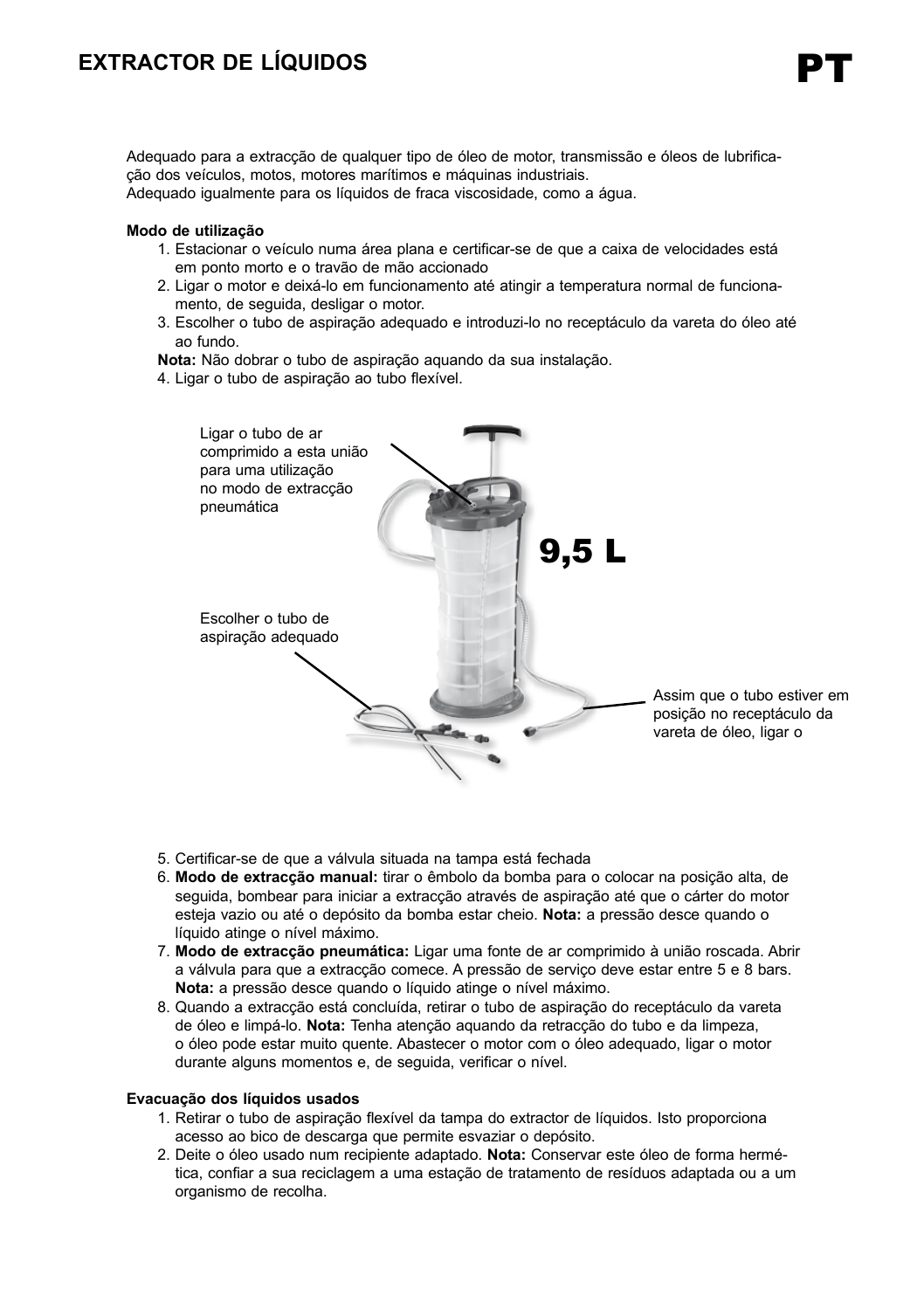# EXTRACTOR DE LÍQUIDOS

**PT**

Adequado para a extracção de qualquer tipo de óleo de motor, transmissão e óleos de lubrificação dos veículos, motos, motores marítimos e máquinas industriais.
Adequado igualmente para os líquidos de fraca viscosidade, como a água.

**Modo de utilização**

1. Estacionar o veículo numa área plana e certificar-se de que a caixa de velocidades está em ponto morto e o travão de mão accionado
2. Ligar o motor e deixá-lo em funcionamento até atingir a temperatura normal de funcionamento, de seguida, desligar o motor.
3. Escolher o tubo de aspiração adequado e introduzi-lo no receptáculo da vareta do óleo até ao fundo.

**Nota:** Não dobrar o tubo de aspiração aquando da sua instalação.

4. Ligar o tubo de aspiração ao tubo flexível.

Ligar o tubo de ar comprimido a esta união para uma utilização no modo de extracção pneumática

9,5 L

Escolher o tubo de aspiração adequado

Assim que o tubo estiver em posição no receptáculo da vareta de óleo, ligar o

5. Certificar-se de que a válvula situada na tampa está fechada
6. **Modo de extracção manual:** tirar o êmbolo da bomba para o colocar na posição alta, de seguida, bombear para iniciar a extracção através de aspiração até que o cárter do motor esteja vazio ou até o depósito da bomba estar cheio. **Nota:** a pressão desce quando o líquido atinge o nível máximo.
7. **Modo de extracção pneumática:** Ligar uma fonte de ar comprimido à união roscada. Abrir a válvula para que a extracção comece. A pressão de serviço deve estar entre 5 e 8 bars. **Nota:** a pressão desce quando o líquido atinge o nível máximo.
8. Quando a extracção está concluída, retirar o tubo de aspiração do receptáculo da vareta de óleo e limpá-lo. **Nota:** Tenha atenção aquando da retracção do tubo e da limpeza, o óleo pode estar muito quente. Abastecer o motor com o óleo adequado, ligar o motor durante alguns momentos e, de seguida, verificar o nível.

**Evacuação dos líquidos usados**

1. Retirar o tubo de aspiração flexível da tampa do extractor de líquidos. Isto proporciona acesso ao bico de descarga que permite esvaziar o depósito.
2. Deite o óleo usado num recipiente adaptado. **Nota:** Conservar este óleo de forma hermética, confiar a sua reciclagem a uma estação de tratamento de resíduos adaptada ou a um organismo de recolha.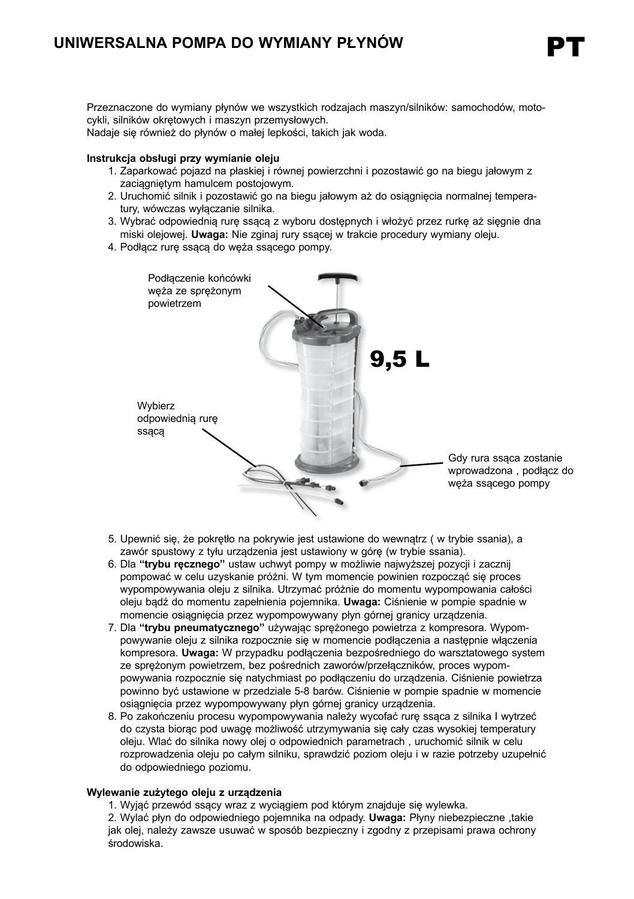# UNIWERSALNA POMPA DO WYMIANY PŁYNÓW

PT

Przeznaczone do wymiany płynów we wszystkich rodzajach maszyn/silników: samochodów, motocykli, silników okrętowych i maszyn przemysłowych.
Nadaje się również do płynów o małej lepkości, takich jak woda.

**Instrukcja obsługi przy wymianie oleju**

1. Zaparkować pojazd na płaskiej i równej powierzchni i pozostawić go na biegu jałowym z zaciągniętym hamulcem postojowym.
2. Uruchomić silnik i pozostawić go na biegu jałowym aż do osiągnięcia normalnej temperatury, wówczas wyłączanie silnika.
3. Wybrać odpowiednią rurę ssącą z wyboru dostępnych i włożyć przez rurkę aż sięgnie dna miski olejowej. **Uwaga:** Nie zginaj rury ssącej w trakcie procedury wymiany oleju.
4. Podłącz rurę ssącą do węża ssącego pompy.

Podłączenie końcówki węża ze sprężonym powietrzem

9,5 L

Wybierz odpowiednią rurę ssącą

Gdy rura ssąca zostanie wprowadzona , podłącz do węża ssącego pompy

5. Upewnić się, że pokrętło na pokrywie jest ustawione do wewnątrz ( w trybie ssania), a zawór spustowy z tyłu urządzenia jest ustawiony w górę (w trybie ssania).
6. Dla **"trybu ręcznego"** ustaw uchwyt pompy w możliwie najwyższej pozycji i zacznij pompować w celu uzyskanie próżni. W tym momencie powinien rozpocząć się proces wypompowywania oleju z silnika. Utrzymać próżnie do momentu wypompowania całości oleju bądź do momentu zapełnienia pojemnika. **Uwaga:** Ciśnienie w pompie spadnie w momencie osiągnięcia przez wypompowywany płyn górnej granicy urządzenia.
7. Dla **"trybu pneumatycznego"** używając sprężonego powietrza z kompresora. Wypompowywanie oleju z silnika rozpocznie się w momencie podłączenia a następnie włączenia kompresora. **Uwaga:** W przypadku podłączenia bezpośredniego do warsztatowego system ze sprężonym powietrzem, bez pośrednich zaworów/przełączników, proces wypompowywania rozpocznie się natychmiast po podłączeniu do urządzenia. Ciśnienie powietrza powinno być ustawione w przedziale 5-8 barów. Ciśnienie w pompie spadnie w momencie osiągnięcia przez wypompowywany płyn górnej granicy urządzenia.
8. Po zakończeniu procesu wypompowywania należy wycofać rurę ssąca z silnika I wytrzeć do czysta biorąc pod uwagę możliwość utrzymywania się cały czas wysokiej temperatury oleju. Wlać do silnika nowy olej o odpowiednich parametrach , uruchomić silnik w celu rozprowadzenia oleju po całym silniku, sprawdzić poziom oleju i w razie potrzeby uzupełnić do odpowiedniego poziomu.

**Wylewanie zużytego oleju z urządzenia**

1. Wyjąć przewód ssący wraz z wyciągiem pod którym znajduje się wylewka.
2. Wylać płyn do odpowiedniego pojemnika na odpady. **Uwaga:** Płyny niebezpieczne ,takie jak olej, należy zawsze usuwać w sposób bezpieczny i zgodny z przepisami prawa ochrony środowiska.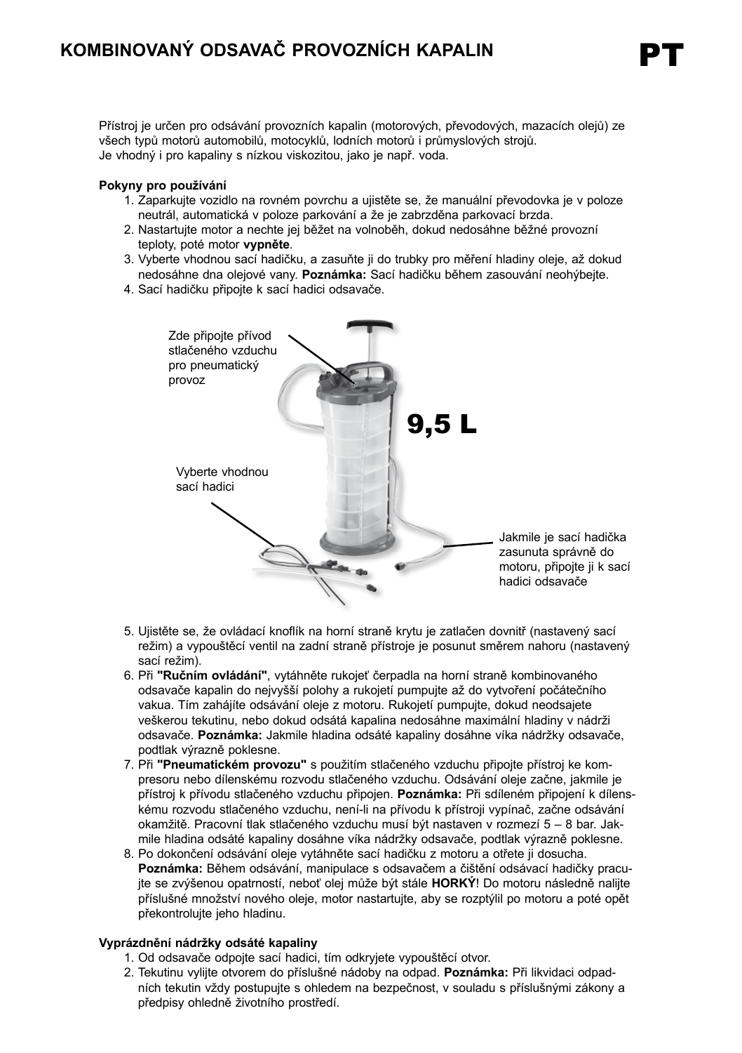# KOMBINOVANÝ ODSAVAČ PROVOZNÍCH KAPALIN

PT

Přístroj je určen pro odsávání provozních kapalin (motorových, převodových, mazacích olejů) ze všech typů motorů automobilů, motocyklů, lodních motorů i průmyslových strojů.
Je vhodný i pro kapaliny s nízkou viskozitou, jako je např. voda.

**Pokyny pro používání**

1. Zaparkujte vozidlo na rovném povrchu a ujistěte se, že manuální převodovka je v poloze neutrál, automatická v poloze parkování a že je zabrzděna parkovací brzda.
2. Nastartujte motor a nechte jej běžet na volnoběh, dokud nedosáhne běžné provozní teploty, poté motor **vypněte**.
3. Vyberte vhodnou sací hadičku, a zasuňte ji do trubky pro měření hladiny oleje, až dokud nedosáhne dna olejové vany. **Poznámka:** Sací hadičku během zasouvání neohýbejte.
4. Sací hadičku připojte k sací hadici odsavače.

Zde připojte přívod stlačeného vzduchu pro pneumatický provoz

9,5 L

Vyberte vhodnou sací hadici

Jakmile je sací hadička zasunuta správně do motoru, připojte ji k sací hadici odsavače

5. Ujistěte se, že ovládací knoflík na horní straně krytu je zatlačen dovnitř (nastavený sací režim) a vypouštěcí ventil na zadní straně přístroje je posunut směrem nahoru (nastavený sací režim).
6. Při **"Ručním ovládání"**, vytáhněte rukojeť čerpadla na horní straně kombinovaného odsavače kapalin do nejvyšší polohy a rukojetí pumpujte až do vytvoření počátečního vakua. Tím zahájíte odsávání oleje z motoru. Rukojetí pumpujte, dokud neodsajete veškerou tekutinu, nebo dokud odsátá kapalina nedosáhne maximální hladiny v nádrži odsavače. **Poznámka:** Jakmile hladina odsáté kapaliny dosáhne víka nádržky odsavače, podtlak výrazně poklesne.
7. Při **"Pneumatickém provozu"** s použitím stlačeného vzduchu připojte přístroj ke kompresoru nebo dílenskému rozvodu stlačeného vzduchu. Odsávání oleje začne, jakmile je přístroj k přívodu stlačeného vzduchu připojen. **Poznámka:** Při sdíleném připojení k dílenskému rozvodu stlačeného vzduchu, není-li na přívodu k přístroji vypínač, začne odsávání okamžitě. Pracovní tlak stlačeného vzduchu musí být nastaven v rozmezí 5 – 8 bar. Jakmile hladina odsáté kapaliny dosáhne víka nádržky odsavače, podtlak výrazně poklesne.
8. Po dokončení odsávání oleje vytáhněte sací hadičku z motoru a otřete ji dosucha. **Poznámka:** Během odsávání, manipulace s odsavačem a čištění odsávací hadičky pracujte se zvýšenou opatrností, neboť olej může být stále **HORKÝ**! Do motoru následně nalijte příslušné množství nového oleje, motor nastartujte, aby se rozptýlil po motoru a poté opět překontrolujte jeho hladinu.

**Vyprázdnění nádržky odsáté kapaliny**

1. Od odsavače odpojte sací hadici, tím odkryjete vypouštěcí otvor.
2. Tekutinu vylijte otvorem do příslušné nádoby na odpad. **Poznámka:** Při likvidaci odpadních tekutin vždy postupujte s ohledem na bezpečnost, v souladu s příslušnými zákony a předpisy ohledně životního prostředí.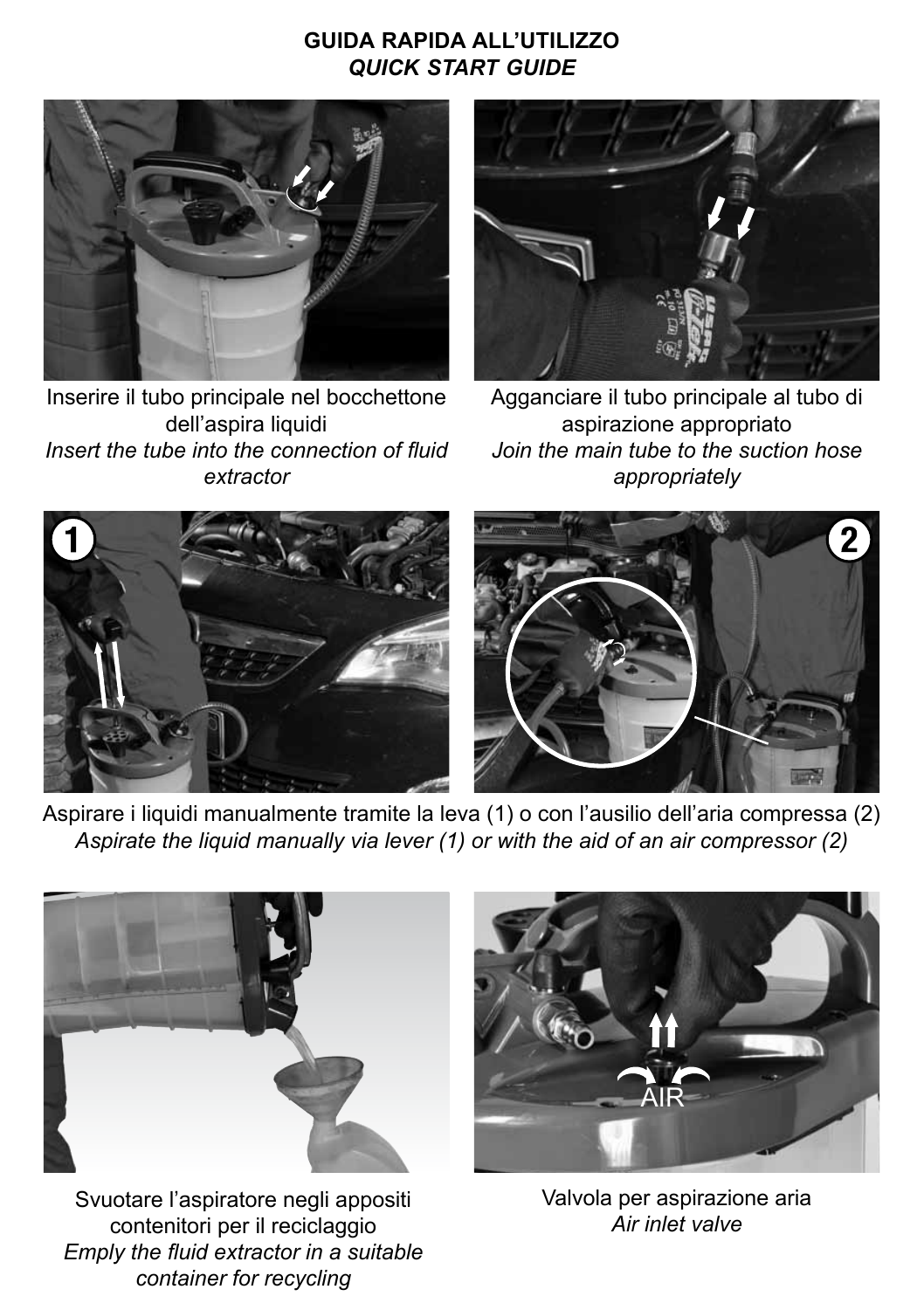## GUIDA RAPIDA ALL'UTILIZZO
### *QUICK START GUIDE*

Inserire il tubo principale nel bocchettone dell'aspira liquidi
*Insert the tube into the connection of fluid extractor*

Agganciare il tubo principale al tubo di aspirazione appropriato
*Join the main tube to the suction hose appropriately*

Aspirare i liquidi manualmente tramite la leva (1) o con l'ausilio dell'aria compressa (2)
*Aspirate the liquid manually via lever (1) or with the aid of an air compressor (2)*

Svuotare l'aspiratore negli appositi contenitori per il reciclaggio
*Emply the fluid extractor in a suitable container for recycling*

Valvola per aspirazione aria
*Air inlet valve*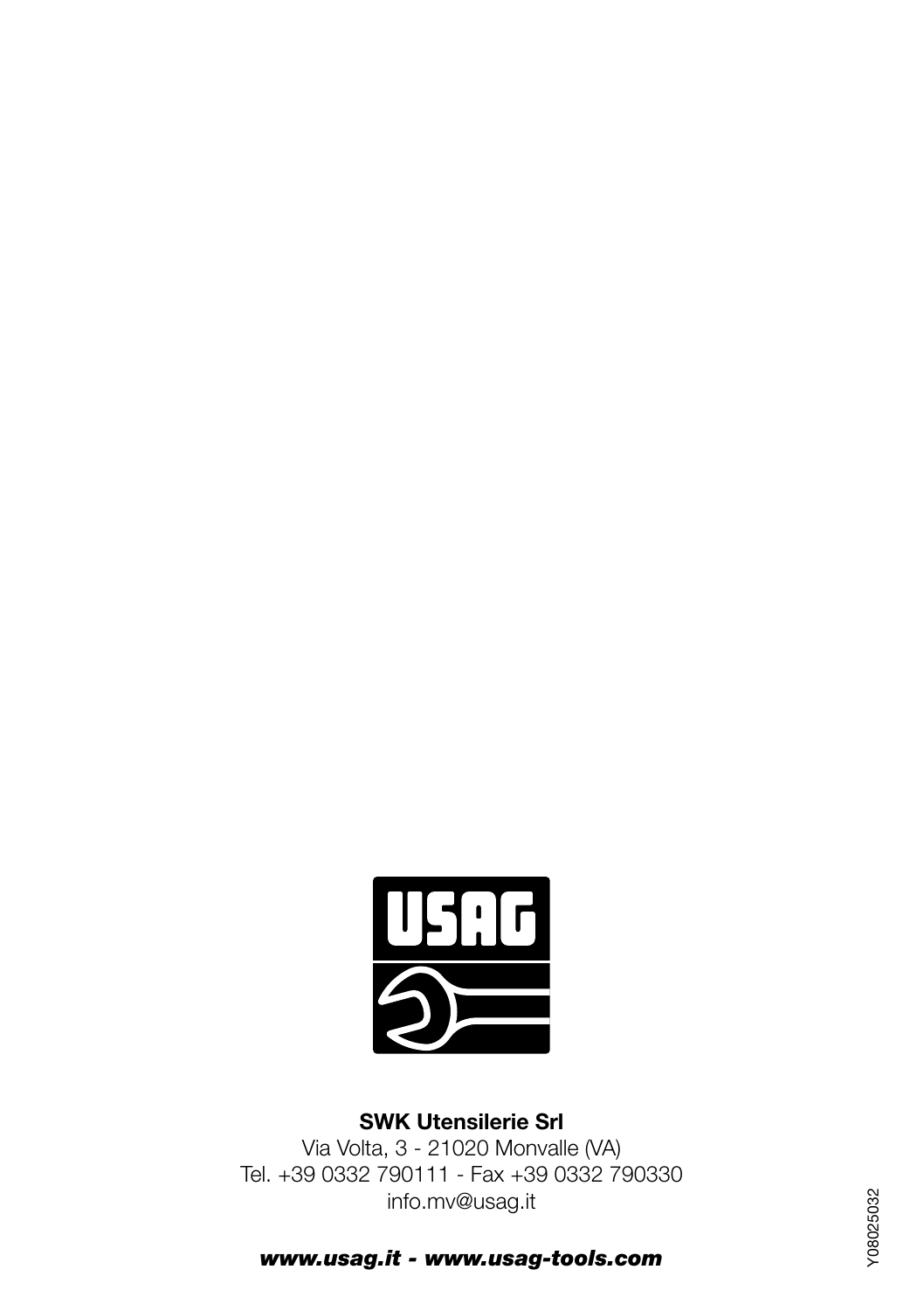USAG

**SWK Utensilerie Srl**

Via Volta, 3 - 21020 Monvalle (VA)

Tel. +39 0332 790111 - Fax +39 0332 790330

info.mv@usag.it

***www.usag.it - www.usag-tools.com***

Y08025032